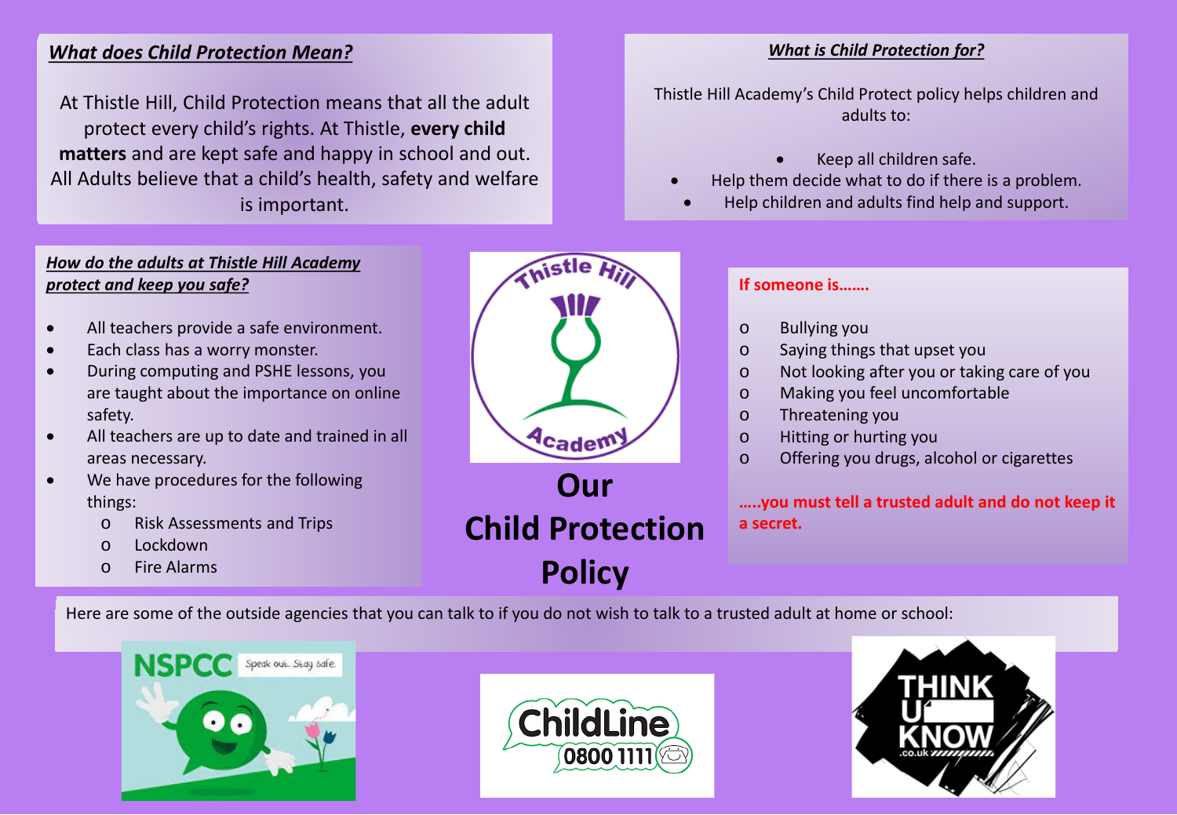# Our Child Protection Policy

## ***What does Child Protection Mean?***

At Thistle Hill, Child Protection means that all the adult protect every child's rights. At Thistle, **every child matters** and are kept safe and happy in school and out. All Adults believe that a child's health, safety and welfare is important.

## ***What is Child Protection for?***

Thistle Hill Academy's Child Protect policy helps children and adults to:

- Keep all children safe.
- Help them decide what to do if there is a problem.
- Help children and adults find help and support.

## ***How do the adults at Thistle Hill Academy protect and keep you safe?***

- All teachers provide a safe environment.
- Each class has a worry monster.
- During computing and PSHE lessons, you are taught about the importance on online safety.
- All teachers are up to date and trained in all areas necessary.
- We have procedures for the following things:
  - Risk Assessments and Trips
  - Lockdown
  - Fire Alarms

**If someone is…….**

- Bullying you
- Saying things that upset you
- Not looking after you or taking care of you
- Making you feel uncomfortable
- Threatening you
- Hitting or hurting you
- Offering you drugs, alcohol or cigarettes

**…..you must tell a trusted adult and do not keep it a secret.**

Here are some of the outside agencies that you can talk to if you do not wish to talk to a trusted adult at home or school:

NSPCC – Speak out. Stay safe.

ChildLine 0800 1111

THINK U KNOW .co.uk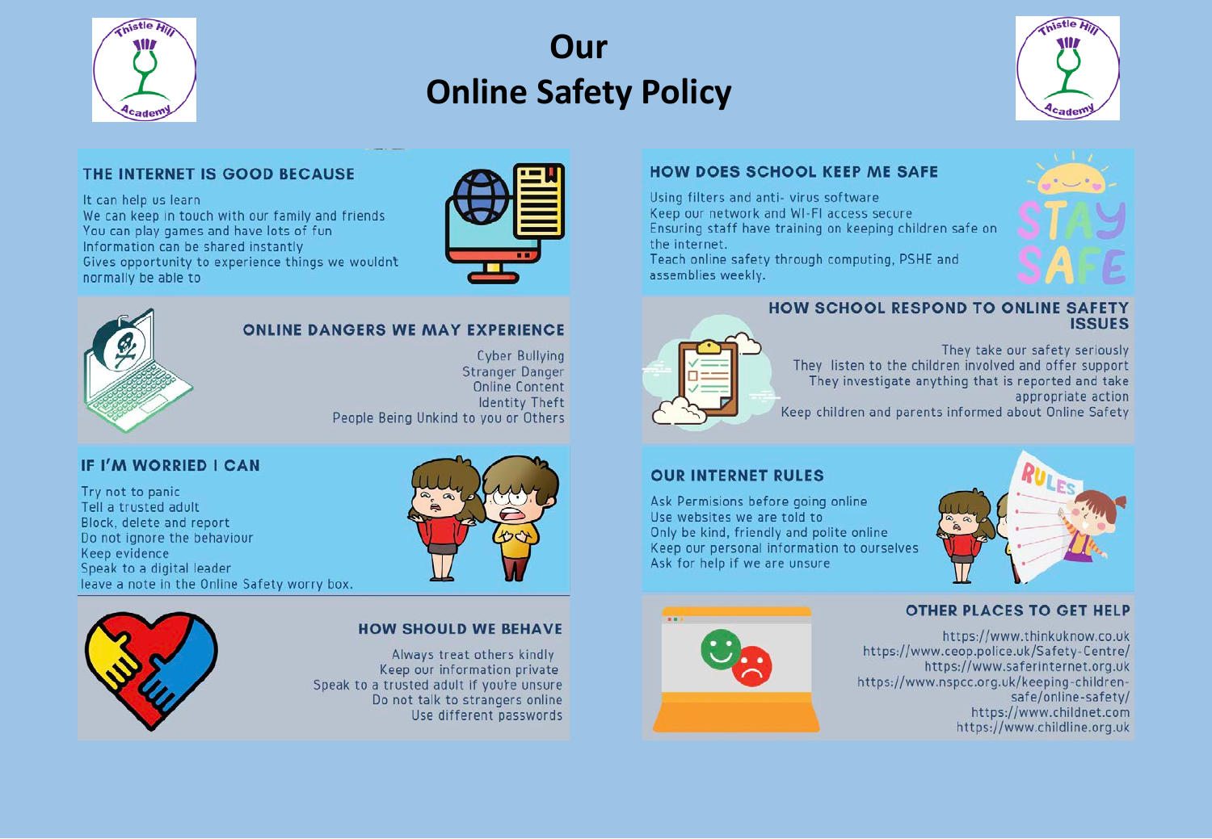# Our Online Safety Policy

## THE INTERNET IS GOOD BECAUSE

It can help us learn
We can keep in touch with our family and friends
You can play games and have lots of fun
Information can be shared instantly
Gives opportunity to experience things we wouldnt normally be able to

## ONLINE DANGERS WE MAY EXPERIENCE

Cyber Bullying
Stranger Danger
Online Content
Identity Theft
People Being Unkind to you or Others

## IF I'M WORRIED I CAN

Try not to panic
Tell a trusted adult
Block, delete and report
Do not ignore the behaviour
Keep evidence
Speak to a digital leader
leave a note in the Online Safety worry box.

## HOW SHOULD WE BEHAVE

Always treat others kindly
Keep our information private
Speak to a trusted adult if you're unsure
Do not talk to strangers online
Use different passwords

## HOW DOES SCHOOL KEEP ME SAFE

Using filters and anti- virus software
Keep our network and WI-FI access secure
Ensuring staff have training on keeping children safe on the internet.
Teach online safety through computing, PSHE and assemblies weekly.

STAY SAFE

## HOW SCHOOL RESPOND TO ONLINE SAFETY ISSUES

They take our safety seriously
They listen to the children involved and offer support
They investigate anything that is reported and take appropriate action
Keep children and parents informed about Online Safety

## OUR INTERNET RULES

Ask Permisions before going online
Use websites we are told to
Only be kind, friendly and polite online
Keep our personal information to ourselves
Ask for help if we are unsure

## OTHER PLACES TO GET HELP

https://www.thinkuknow.co.uk
https://www.ceop.police.uk/Safety-Centre/
https://www.saferinternet.org.uk
https://www.nspcc.org.uk/keeping-children-safe/online-safety/
https://www.childnet.com
https://www.childline.org.uk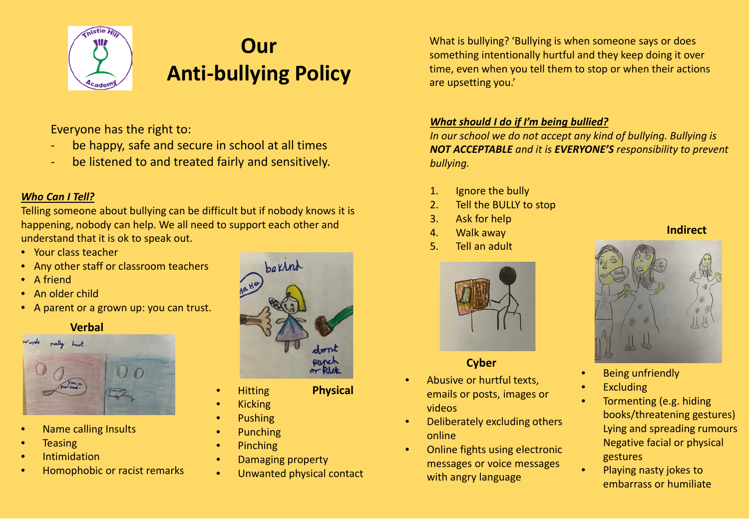# Our Anti-bullying Policy

Everyone has the right to:

- be happy, safe and secure in school at all times
- be listened to and treated fairly and sensitively.

***Who Can I Tell?***

Telling someone about bullying can be difficult but if nobody knows it is happening, nobody can help. We all need to support each other and understand that it is ok to speak out.

- Your class teacher
- Any other staff or classroom teachers
- A friend
- An older child
- A parent or a grown up: you can trust.

**Verbal**

- Name calling Insults
- Teasing
- Intimidation
- Homophobic or racist remarks

**Physical**

- Hitting
- Kicking
- Pushing
- Punching
- Pinching
- Damaging property
- Unwanted physical contact

What is bullying? 'Bullying is when someone says or does something intentionally hurtful and they keep doing it over time, even when you tell them to stop or when their actions are upsetting you.'

***What should I do if I'm being bullied?***

*In our school we do not accept any kind of bullying. Bullying is **NOT ACCEPTABLE** and it is **EVERYONE'S** responsibility to prevent bullying.*

1. Ignore the bully
2. Tell the BULLY to stop
3. Ask for help
4. Walk away
5. Tell an adult

**Cyber**

- Abusive or hurtful texts, emails or posts, images or videos
- Deliberately excluding others online
- Online fights using electronic messages or voice messages with angry language

**Indirect**

- Being unfriendly
- Excluding
- Tormenting (e.g. hiding books/threatening gestures) Lying and spreading rumours Negative facial or physical gestures
- Playing nasty jokes to embarrass or humiliate